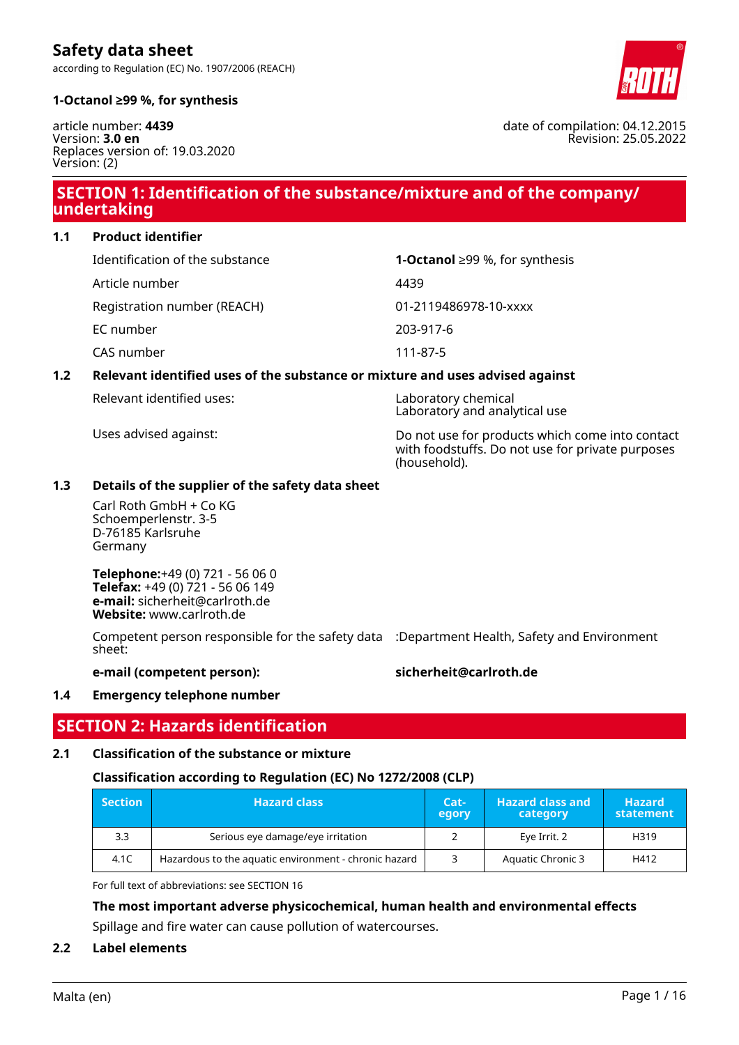# Safety data sheet

according to Regulation (EC) No. 1907/2006 (REACH)

**1-Octanol ≥99 %, for synthesis**

article number: **4439**
Version: **3.0 en**
Replaces version of: 19.03.2020
Version: (2)

date of compilation: 04.12.2015
Revision: 25.05.2022

## SECTION 1: Identification of the substance/mixture and of the company/ undertaking

### 1.1 Product identifier

| | |
|---|---|
| Identification of the substance | **1-Octanol** ≥99 %, for synthesis |
| Article number | 4439 |
| Registration number (REACH) | 01-2119486978-10-xxxx |
| EC number | 203-917-6 |
| CAS number | 111-87-5 |

### 1.2 Relevant identified uses of the substance or mixture and uses advised against

| | |
|---|---|
| Relevant identified uses: | Laboratory chemical<br>Laboratory and analytical use |
| Uses advised against: | Do not use for products which come into contact with foodstuffs. Do not use for private purposes (household). |

### 1.3 Details of the supplier of the safety data sheet

Carl Roth GmbH + Co KG
Schoemperlenstr. 3-5
D-76185 Karlsruhe
Germany

**Telephone:**+49 (0) 721 - 56 06 0
**Telefax:** +49 (0) 721 - 56 06 149
**e-mail:** sicherheit@carlroth.de
**Website:** www.carlroth.de

Competent person responsible for the safety data sheet: :Department Health, Safety and Environment

**e-mail (competent person):** **sicherheit@carlroth.de**

### 1.4 Emergency telephone number

## SECTION 2: Hazards identification

### 2.1 Classification of the substance or mixture

**Classification according to Regulation (EC) No 1272/2008 (CLP)**

| Section | Hazard class | Category | Hazard class and category | Hazard statement |
|---|---|---|---|---|
| 3.3 | Serious eye damage/eye irritation | 2 | Eye Irrit. 2 | H319 |
| 4.1C | Hazardous to the aquatic environment - chronic hazard | 3 | Aquatic Chronic 3 | H412 |

For full text of abbreviations: see SECTION 16

**The most important adverse physicochemical, human health and environmental effects**

Spillage and fire water can cause pollution of watercourses.

### 2.2 Label elements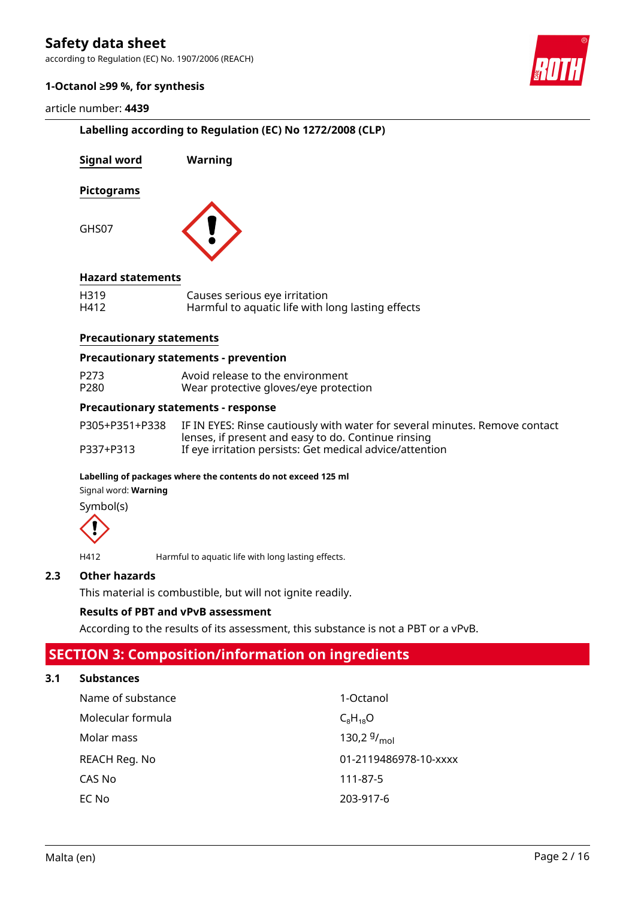### Labelling according to Regulation (EC) No 1272/2008 (CLP)

**Signal word** **Warning**

**Pictograms**

GHS07

**Hazard statements**

| | |
|---|---|
| H319 | Causes serious eye irritation |
| H412 | Harmful to aquatic life with long lasting effects |

**Precautionary statements**

**Precautionary statements - prevention**

| | |
|---|---|
| P273 | Avoid release to the environment |
| P280 | Wear protective gloves/eye protection |

**Precautionary statements - response**

| | |
|---|---|
| P305+P351+P338 | IF IN EYES: Rinse cautiously with water for several minutes. Remove contact lenses, if present and easy to do. Continue rinsing |
| P337+P313 | If eye irritation persists: Get medical advice/attention |

**Labelling of packages where the contents do not exceed 125 ml**

Signal word: **Warning**

Symbol(s)

| | |
|---|---|
| H412 | Harmful to aquatic life with long lasting effects. |

### 2.3 Other hazards

This material is combustible, but will not ignite readily.

**Results of PBT and vPvB assessment**

According to the results of its assessment, this substance is not a PBT or a vPvB.

## SECTION 3: Composition/information on ingredients

### 3.1 Substances

| | |
|---|---|
| Name of substance | 1-Octanol |
| Molecular formula | $C_8H_{18}O$ |
| Molar mass | 130,2 $^{g}/_{mol}$ |
| REACH Reg. No | 01-2119486978-10-xxxx |
| CAS No | 111-87-5 |
| EC No | 203-917-6 |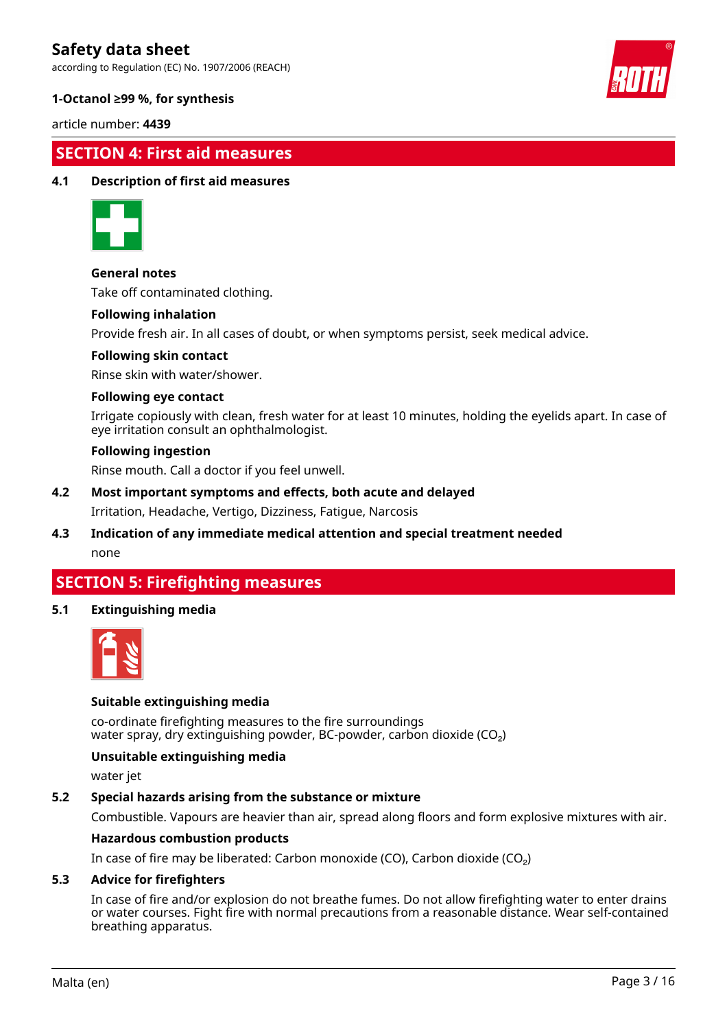## SECTION 4: First aid measures

### 4.1 Description of first aid measures

**General notes**

Take off contaminated clothing.

**Following inhalation**

Provide fresh air. In all cases of doubt, or when symptoms persist, seek medical advice.

**Following skin contact**

Rinse skin with water/shower.

**Following eye contact**

Irrigate copiously with clean, fresh water for at least 10 minutes, holding the eyelids apart. In case of eye irritation consult an ophthalmologist.

**Following ingestion**

Rinse mouth. Call a doctor if you feel unwell.

### 4.2 Most important symptoms and effects, both acute and delayed

Irritation, Headache, Vertigo, Dizziness, Fatigue, Narcosis

### 4.3 Indication of any immediate medical attention and special treatment needed

none

## SECTION 5: Firefighting measures

### 5.1 Extinguishing media

**Suitable extinguishing media**

co-ordinate firefighting measures to the fire surroundings
water spray, dry extinguishing powder, BC-powder, carbon dioxide ($CO_2$)

**Unsuitable extinguishing media**

water jet

### 5.2 Special hazards arising from the substance or mixture

Combustible. Vapours are heavier than air, spread along floors and form explosive mixtures with air.

**Hazardous combustion products**

In case of fire may be liberated: Carbon monoxide (CO), Carbon dioxide ($CO_2$)

### 5.3 Advice for firefighters

In case of fire and/or explosion do not breathe fumes. Do not allow firefighting water to enter drains or water courses. Fight fire with normal precautions from a reasonable distance. Wear self-contained breathing apparatus.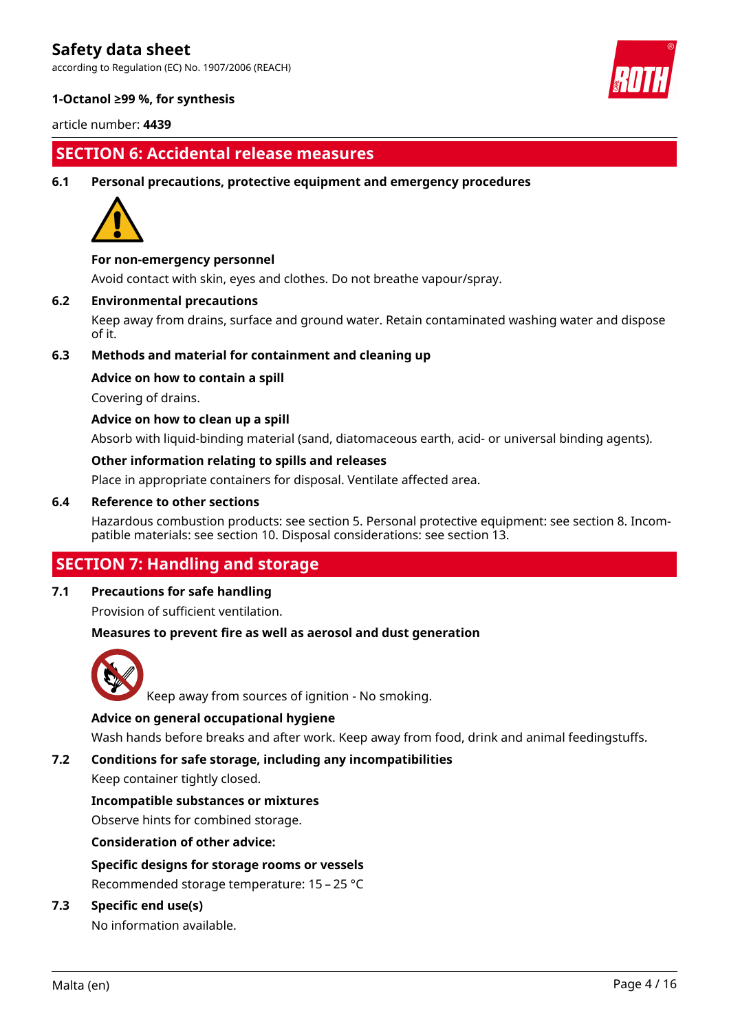## SECTION 6: Accidental release measures

### 6.1 Personal precautions, protective equipment and emergency procedures

**For non-emergency personnel**

Avoid contact with skin, eyes and clothes. Do not breathe vapour/spray.

### 6.2 Environmental precautions

Keep away from drains, surface and ground water. Retain contaminated washing water and dispose of it.

### 6.3 Methods and material for containment and cleaning up

**Advice on how to contain a spill**

Covering of drains.

**Advice on how to clean up a spill**

Absorb with liquid-binding material (sand, diatomaceous earth, acid- or universal binding agents).

**Other information relating to spills and releases**

Place in appropriate containers for disposal. Ventilate affected area.

### 6.4 Reference to other sections

Hazardous combustion products: see section 5. Personal protective equipment: see section 8. Incompatible materials: see section 10. Disposal considerations: see section 13.

## SECTION 7: Handling and storage

### 7.1 Precautions for safe handling

Provision of sufficient ventilation.

**Measures to prevent fire as well as aerosol and dust generation**

Keep away from sources of ignition - No smoking.

**Advice on general occupational hygiene**

Wash hands before breaks and after work. Keep away from food, drink and animal feedingstuffs.

### 7.2 Conditions for safe storage, including any incompatibilities

Keep container tightly closed.

**Incompatible substances or mixtures**

Observe hints for combined storage.

**Consideration of other advice:**

**Specific designs for storage rooms or vessels**

Recommended storage temperature: 15 – 25 °C

### 7.3 Specific end use(s)

No information available.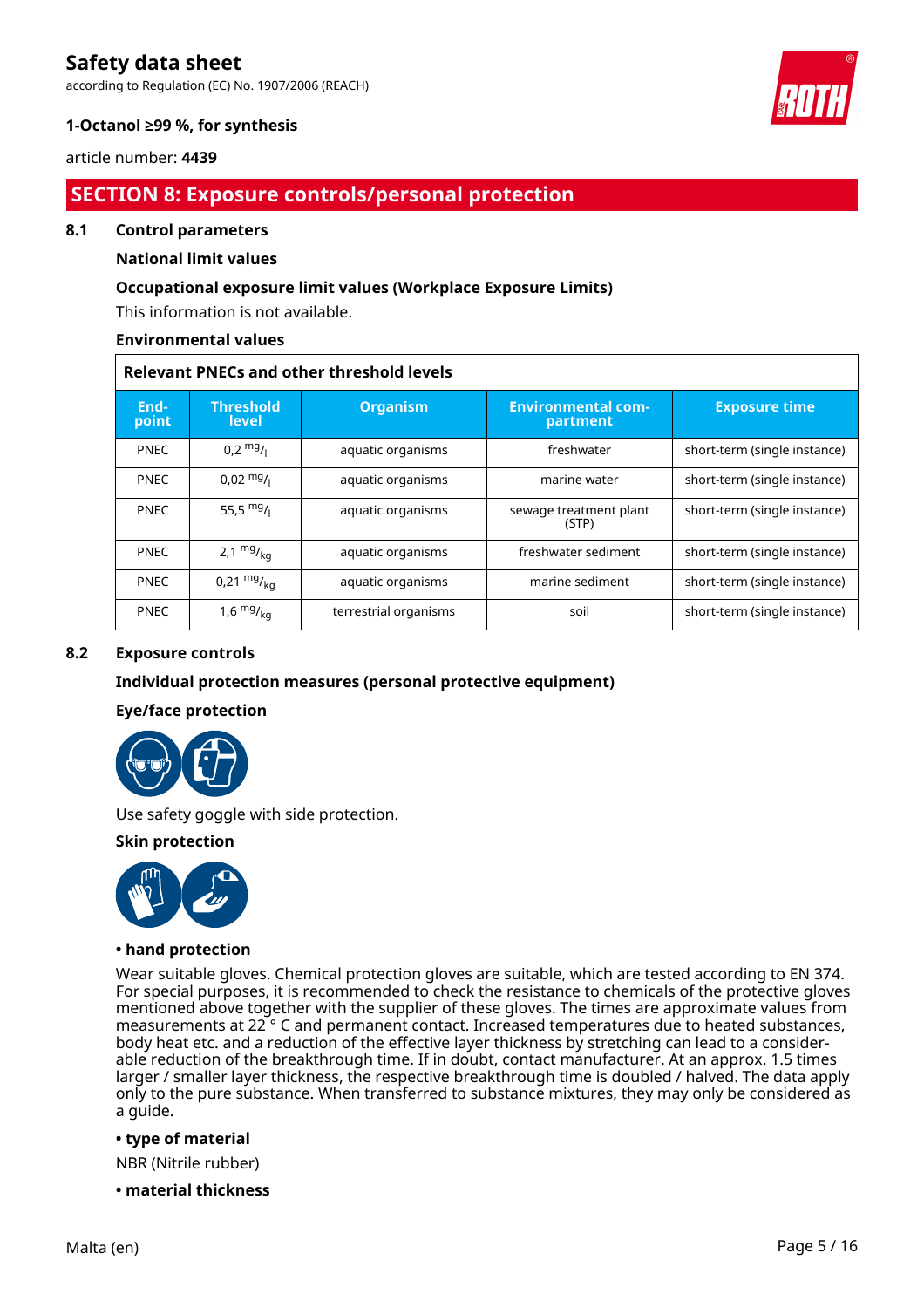## SECTION 8: Exposure controls/personal protection

### 8.1 Control parameters

**National limit values**

**Occupational exposure limit values (Workplace Exposure Limits)**

This information is not available.

**Environmental values**

| Relevant PNECs and other threshold levels | | | | |
|---|---|---|---|---|
| **End-point** | **Threshold level** | **Organism** | **Environmental com-partment** | **Exposure time** |
| PNEC | 0,2 $^{mg}/_{l}$ | aquatic organisms | freshwater | short-term (single instance) |
| PNEC | 0,02 $^{mg}/_{l}$ | aquatic organisms | marine water | short-term (single instance) |
| PNEC | 55,5 $^{mg}/_{l}$ | aquatic organisms | sewage treatment plant (STP) | short-term (single instance) |
| PNEC | 2,1 $^{mg}/_{kg}$ | aquatic organisms | freshwater sediment | short-term (single instance) |
| PNEC | 0,21 $^{mg}/_{kg}$ | aquatic organisms | marine sediment | short-term (single instance) |
| PNEC | 1,6 $^{mg}/_{kg}$ | terrestrial organisms | soil | short-term (single instance) |

### 8.2 Exposure controls

**Individual protection measures (personal protective equipment)**

**Eye/face protection**

Use safety goggle with side protection.

**Skin protection**

**• hand protection**

Wear suitable gloves. Chemical protection gloves are suitable, which are tested according to EN 374. For special purposes, it is recommended to check the resistance to chemicals of the protective gloves mentioned above together with the supplier of these gloves. The times are approximate values from measurements at 22 ° C and permanent contact. Increased temperatures due to heated substances, body heat etc. and a reduction of the effective layer thickness by stretching can lead to a considerable reduction of the breakthrough time. If in doubt, contact manufacturer. At an approx. 1.5 times larger / smaller layer thickness, the respective breakthrough time is doubled / halved. The data apply only to the pure substance. When transferred to substance mixtures, they may only be considered as a guide.

**• type of material**

NBR (Nitrile rubber)

**• material thickness**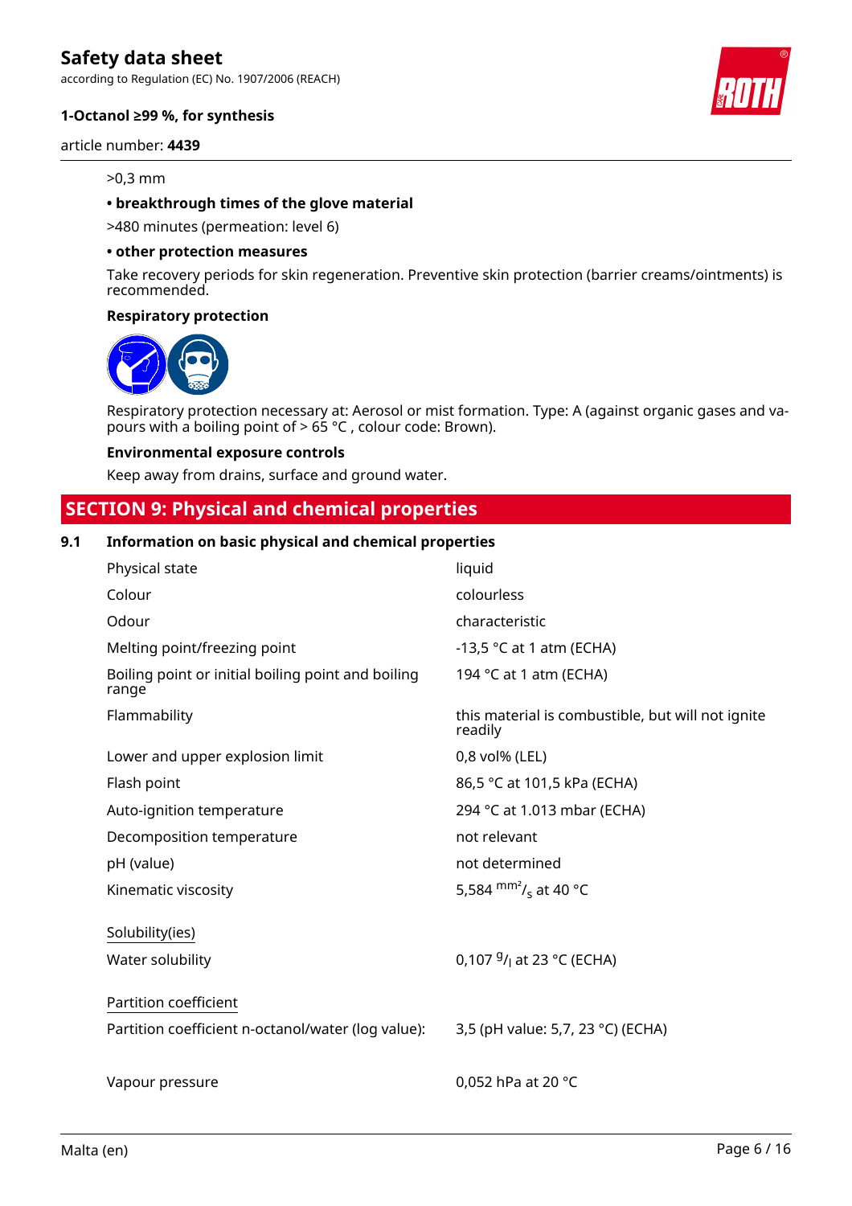>0,3 mm

**• breakthrough times of the glove material**

>480 minutes (permeation: level 6)

**• other protection measures**

Take recovery periods for skin regeneration. Preventive skin protection (barrier creams/ointments) is recommended.

**Respiratory protection**

Respiratory protection necessary at: Aerosol or mist formation. Type: A (against organic gases and vapours with a boiling point of > 65 °C , colour code: Brown).

**Environmental exposure controls**

Keep away from drains, surface and ground water.

## SECTION 9: Physical and chemical properties

### 9.1 Information on basic physical and chemical properties

| Property | Value |
|---|---|
| Physical state | liquid |
| Colour | colourless |
| Odour | characteristic |
| Melting point/freezing point | -13,5 °C at 1 atm (ECHA) |
| Boiling point or initial boiling point and boiling range | 194 °C at 1 atm (ECHA) |
| Flammability | this material is combustible, but will not ignite readily |
| Lower and upper explosion limit | 0,8 vol% (LEL) |
| Flash point | 86,5 °C at 101,5 kPa (ECHA) |
| Auto-ignition temperature | 294 °C at 1.013 mbar (ECHA) |
| Decomposition temperature | not relevant |
| pH (value) | not determined |
| Kinematic viscosity | 5,584 $^{mm^2}/_{s}$ at 40 °C |
| Solubility(ies) | |
| Water solubility | 0,107 $^{g}/_{l}$ at 23 °C (ECHA) |
| Partition coefficient | |
| Partition coefficient n-octanol/water (log value): | 3,5 (pH value: 5,7, 23 °C) (ECHA) |
| Vapour pressure | 0,052 hPa at 20 °C |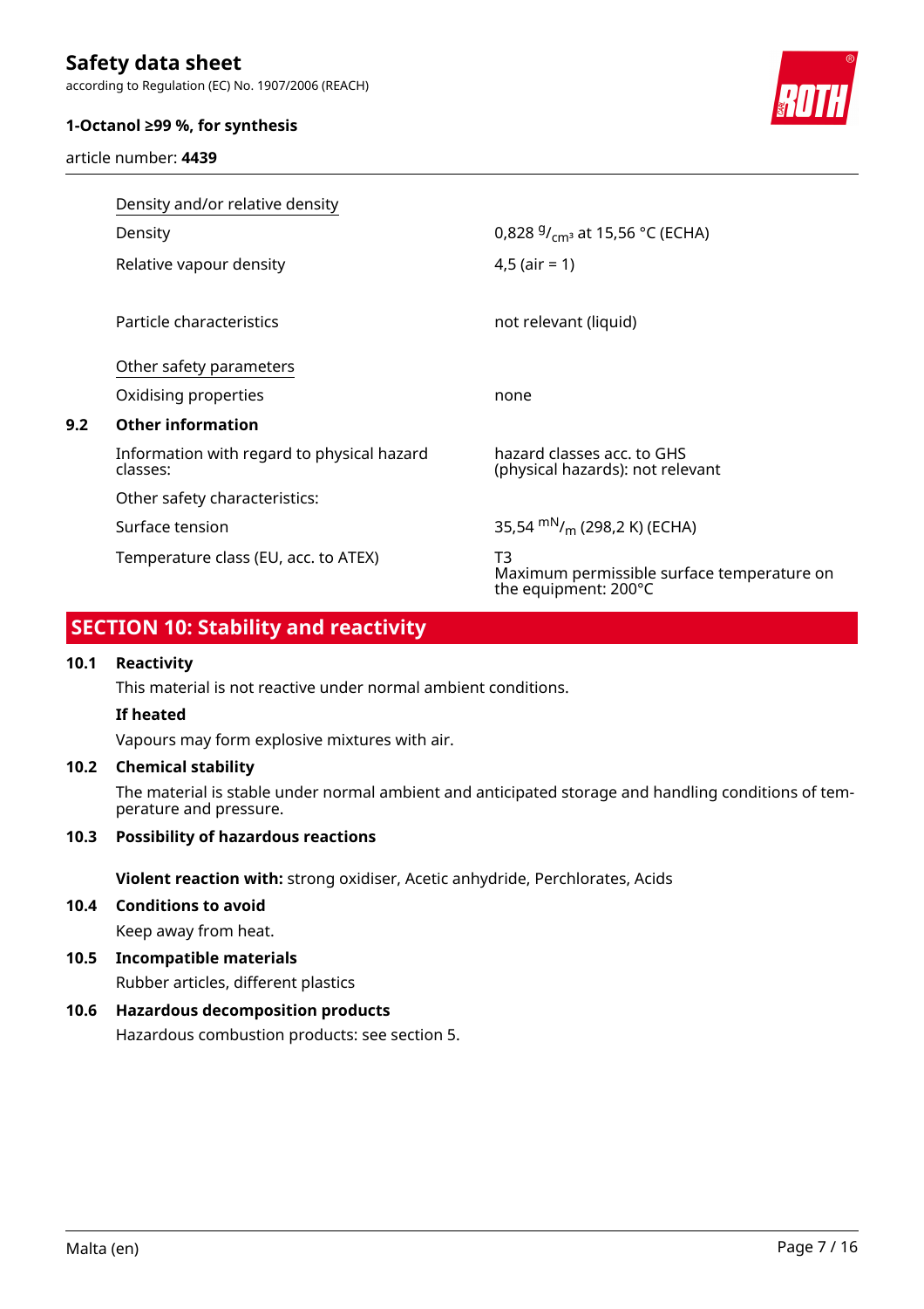| | |
|---|---|
| Density and/or relative density | |
| Density | 0,828 $^{g}/_{cm^3}$ at 15,56 °C (ECHA) |
| Relative vapour density | 4,5 (air = 1) |
| Particle characteristics | not relevant (liquid) |
| Other safety parameters | |
| Oxidising properties | none |

### 9.2 Other information

| | |
|---|---|
| Information with regard to physical hazard classes: | hazard classes acc. to GHS (physical hazards): not relevant |
| Other safety characteristics: | |
| Surface tension | 35,54 $^{mN}/_{m}$ (298,2 K) (ECHA) |
| Temperature class (EU, acc. to ATEX) | T3<br>Maximum permissible surface temperature on the equipment: 200°C |

## SECTION 10: Stability and reactivity

### 10.1 Reactivity

This material is not reactive under normal ambient conditions.

**If heated**

Vapours may form explosive mixtures with air.

### 10.2 Chemical stability

The material is stable under normal ambient and anticipated storage and handling conditions of temperature and pressure.

### 10.3 Possibility of hazardous reactions

**Violent reaction with:** strong oxidiser, Acetic anhydride, Perchlorates, Acids

### 10.4 Conditions to avoid

Keep away from heat.

### 10.5 Incompatible materials

Rubber articles, different plastics

### 10.6 Hazardous decomposition products

Hazardous combustion products: see section 5.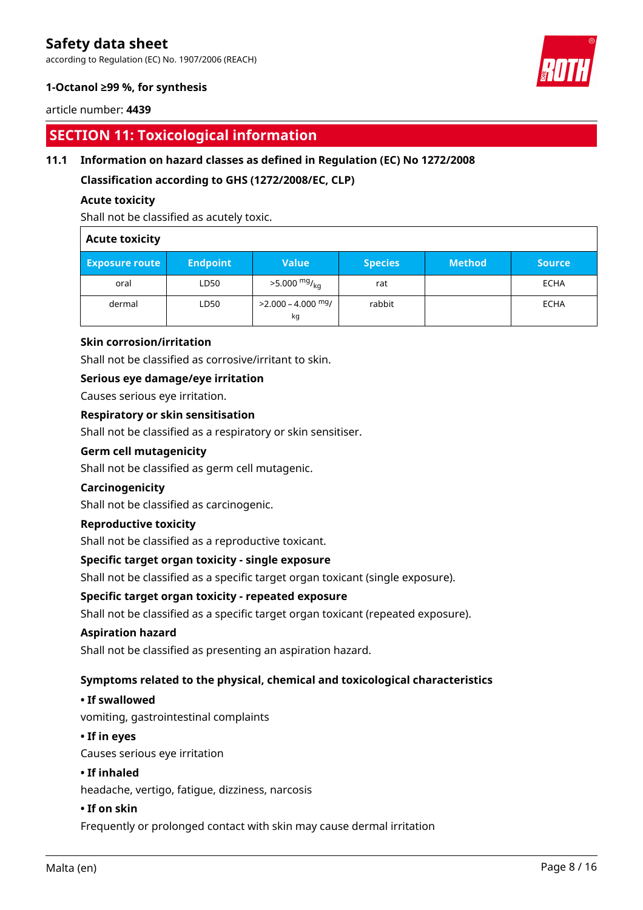## SECTION 11: Toxicological information

### 11.1 Information on hazard classes as defined in Regulation (EC) No 1272/2008

**Classification according to GHS (1272/2008/EC, CLP)**

**Acute toxicity**

Shall not be classified as acutely toxic.

| Acute toxicity | | | | | |
|---|---|---|---|---|---|
| **Exposure route** | **Endpoint** | **Value** | **Species** | **Method** | **Source** |
| oral | LD50 | >5.000 $^{mg}/_{kg}$ | rat | | ECHA |
| dermal | LD50 | >2.000 – 4.000 $^{mg}/_{kg}$ | rabbit | | ECHA |

**Skin corrosion/irritation**

Shall not be classified as corrosive/irritant to skin.

**Serious eye damage/eye irritation**

Causes serious eye irritation.

**Respiratory or skin sensitisation**

Shall not be classified as a respiratory or skin sensitiser.

**Germ cell mutagenicity**

Shall not be classified as germ cell mutagenic.

**Carcinogenicity**

Shall not be classified as carcinogenic.

**Reproductive toxicity**

Shall not be classified as a reproductive toxicant.

**Specific target organ toxicity - single exposure**

Shall not be classified as a specific target organ toxicant (single exposure).

**Specific target organ toxicity - repeated exposure**

Shall not be classified as a specific target organ toxicant (repeated exposure).

**Aspiration hazard**

Shall not be classified as presenting an aspiration hazard.

**Symptoms related to the physical, chemical and toxicological characteristics**

**• If swallowed**

vomiting, gastrointestinal complaints

**• If in eyes**

Causes serious eye irritation

**• If inhaled**

headache, vertigo, fatigue, dizziness, narcosis

**• If on skin**

Frequently or prolonged contact with skin may cause dermal irritation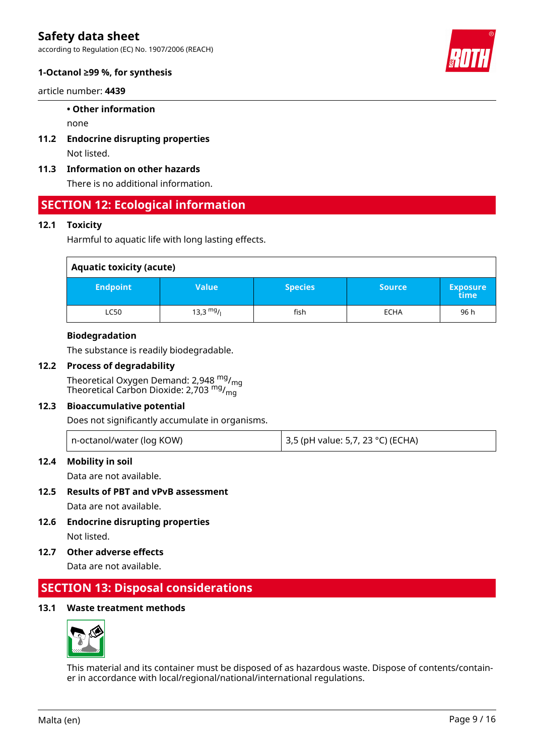**• Other information**

none

### 11.2 Endocrine disrupting properties

Not listed.

### 11.3 Information on other hazards

There is no additional information.

## SECTION 12: Ecological information

### 12.1 Toxicity

Harmful to aquatic life with long lasting effects.

| Aquatic toxicity (acute) | | | | |
|---|---|---|---|---|
| **Endpoint** | **Value** | **Species** | **Source** | **Exposure time** |
| LC50 | 13,3 $^{mg}/_{l}$ | fish | ECHA | 96 h |

**Biodegradation**

The substance is readily biodegradable.

### 12.2 Process of degradability

Theoretical Oxygen Demand: 2,948 $^{mg}/_{mg}$
Theoretical Carbon Dioxide: 2,703 $^{mg}/_{mg}$

### 12.3 Bioaccumulative potential

Does not significantly accumulate in organisms.

| | |
|---|---|
| n-octanol/water (log KOW) | 3,5 (pH value: 5,7, 23 °C) (ECHA) |

### 12.4 Mobility in soil

Data are not available.

### 12.5 Results of PBT and vPvB assessment

Data are not available.

### 12.6 Endocrine disrupting properties

Not listed.

### 12.7 Other adverse effects

Data are not available.

## SECTION 13: Disposal considerations

### 13.1 Waste treatment methods

This material and its container must be disposed of as hazardous waste. Dispose of contents/container in accordance with local/regional/national/international regulations.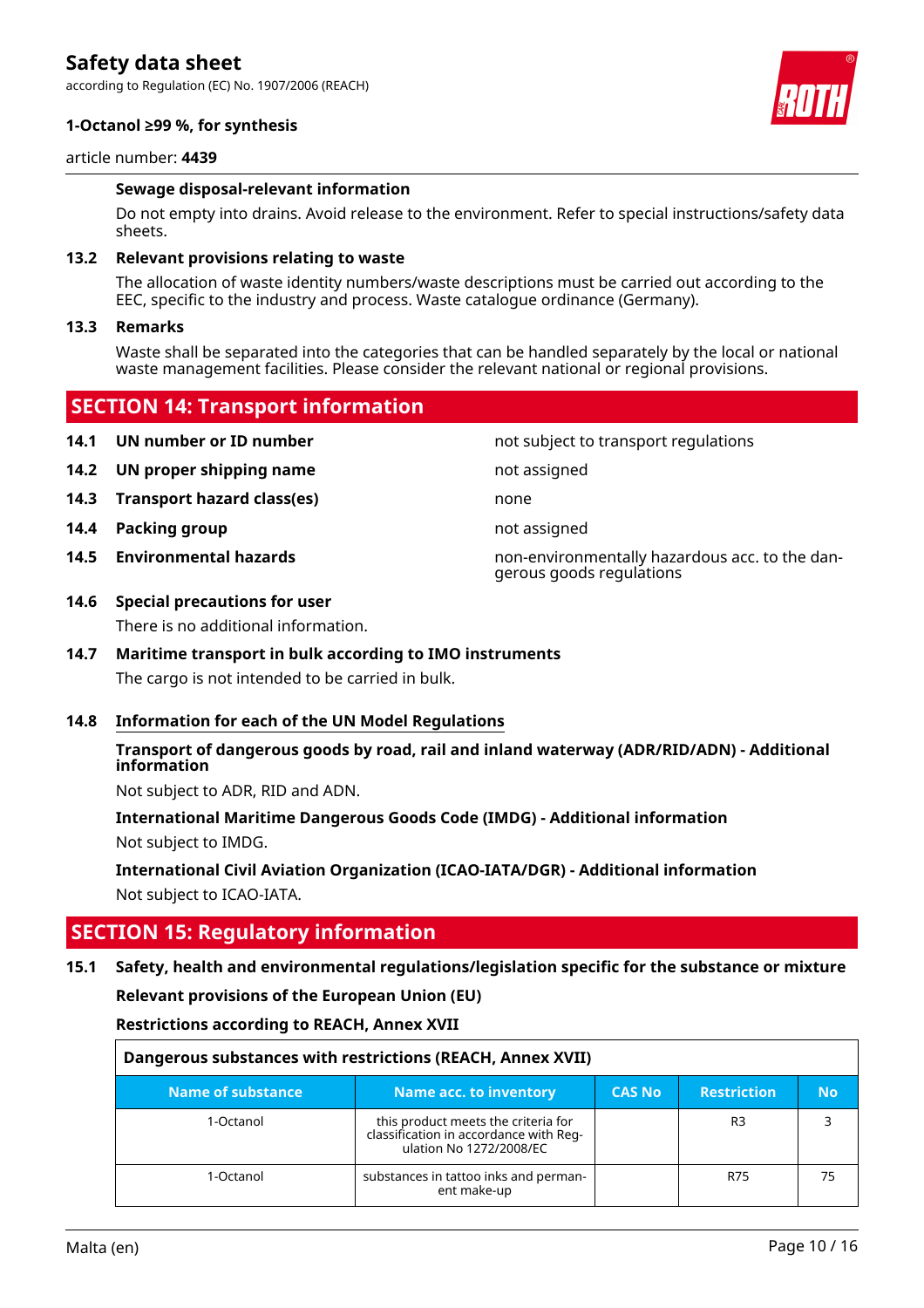### Sewage disposal-relevant information

Do not empty into drains. Avoid release to the environment. Refer to special instructions/safety data sheets.

### 13.2 Relevant provisions relating to waste

The allocation of waste identity numbers/waste descriptions must be carried out according to the EEC, specific to the industry and process. Waste catalogue ordinance (Germany).

### 13.3 Remarks

Waste shall be separated into the categories that can be handled separately by the local or national waste management facilities. Please consider the relevant national or regional provisions.

## SECTION 14: Transport information

| | | |
|---|---|---|
| **14.1** | **UN number or ID number** | not subject to transport regulations |
| **14.2** | **UN proper shipping name** | not assigned |
| **14.3** | **Transport hazard class(es)** | none |
| **14.4** | **Packing group** | not assigned |
| **14.5** | **Environmental hazards** | non-environmentally hazardous acc. to the dangerous goods regulations |

### 14.6 Special precautions for user

There is no additional information.

### 14.7 Maritime transport in bulk according to IMO instruments

The cargo is not intended to be carried in bulk.

### 14.8 Information for each of the UN Model Regulations

**Transport of dangerous goods by road, rail and inland waterway (ADR/RID/ADN) - Additional information**

Not subject to ADR, RID and ADN.

**International Maritime Dangerous Goods Code (IMDG) - Additional information**

Not subject to IMDG.

**International Civil Aviation Organization (ICAO-IATA/DGR) - Additional information**

Not subject to ICAO-IATA.

## SECTION 15: Regulatory information

### 15.1 Safety, health and environmental regulations/legislation specific for the substance or mixture

**Relevant provisions of the European Union (EU)**

**Restrictions according to REACH, Annex XVII**

| Dangerous substances with restrictions (REACH, Annex XVII) | | | | |
|---|---|---|---|---|
| **Name of substance** | **Name acc. to inventory** | **CAS No** | **Restriction** | **No** |
| 1-Octanol | this product meets the criteria for classification in accordance with Regulation No 1272/2008/EC | | R3 | 3 |
| 1-Octanol | substances in tattoo inks and permanent make-up | | R75 | 75 |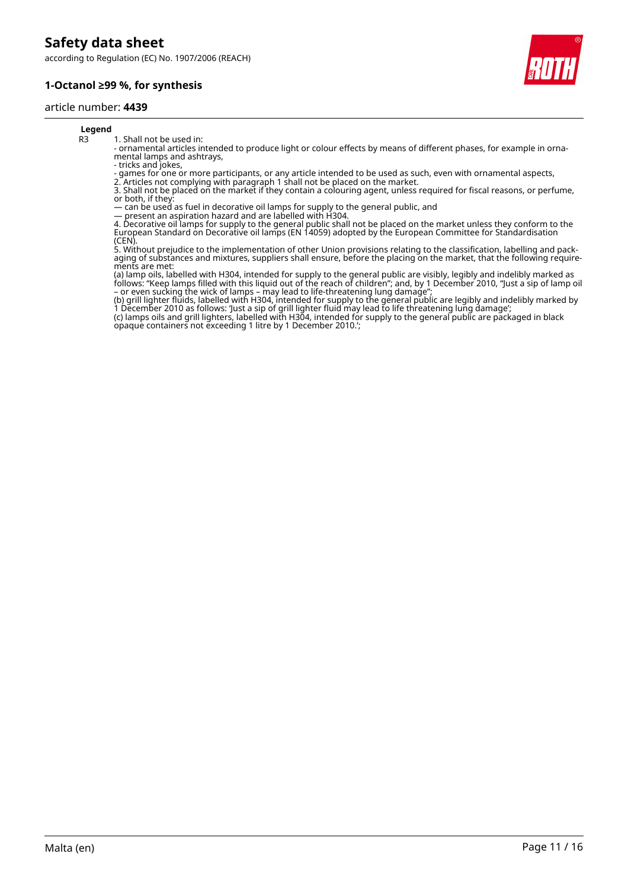**Legend**

| | |
|---|---|
| R3 | 1. Shall not be used in:<br>- ornamental articles intended to produce light or colour effects by means of different phases, for example in ornamental lamps and ashtrays,<br>- tricks and jokes,<br>- games for one or more participants, or any article intended to be used as such, even with ornamental aspects,<br>2. Articles not complying with paragraph 1 shall not be placed on the market.<br>3. Shall not be placed on the market if they contain a colouring agent, unless required for fiscal reasons, or perfume, or both, if they:<br>— can be used as fuel in decorative oil lamps for supply to the general public, and<br>— present an aspiration hazard and are labelled with H304.<br>4. Decorative oil lamps for supply to the general public shall not be placed on the market unless they conform to the European Standard on Decorative oil lamps (EN 14059) adopted by the European Committee for Standardisation (CEN).<br>5. Without prejudice to the implementation of other Union provisions relating to the classification, labelling and packaging of substances and mixtures, suppliers shall ensure, before the placing on the market, that the following requirements are met:<br>(a) lamp oils, labelled with H304, intended for supply to the general public are visibly, legibly and indelibly marked as follows: "Keep lamps filled with this liquid out of the reach of children"; and, by 1 December 2010, "Just a sip of lamp oil – or even sucking the wick of lamps – may lead to life-threatening lung damage";<br>(b) grill lighter fluids, labelled with H304, intended for supply to the general public are legibly and indelibly marked by 1 December 2010 as follows: 'Just a sip of grill lighter fluid may lead to life threatening lung damage';<br>(c) lamps oils and grill lighters, labelled with H304, intended for supply to the general public are packaged in black opaque containers not exceeding 1 litre by 1 December 2010.'; |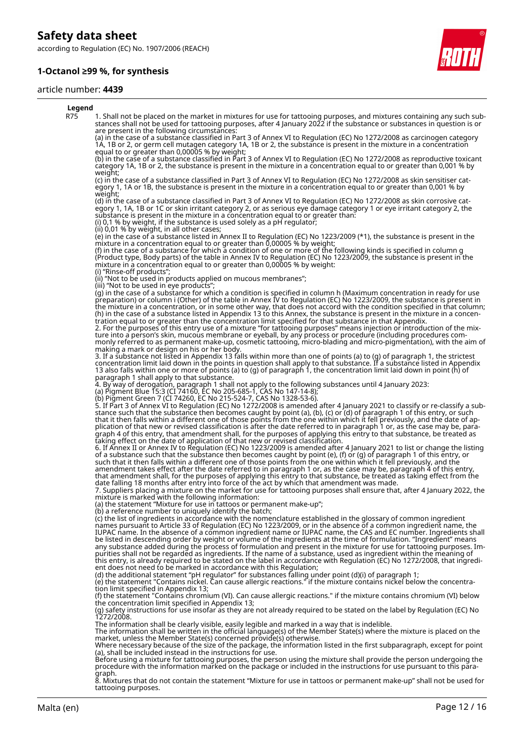**Legend**

R75 1. Shall not be placed on the market in mixtures for use for tattooing purposes, and mixtures containing any such substances shall not be used for tattooing purposes, after 4 January 2022 if the substance or substances in question is or are present in the following circumstances:
(a) in the case of a substance classified in Part 3 of Annex VI to Regulation (EC) No 1272/2008 as carcinogen category 1A, 1B or 2, or germ cell mutagen category 1A, 1B or 2, the substance is present in the mixture in a concentration equal to or greater than 0,00005 % by weight;
(b) in the case of a substance classified in Part 3 of Annex VI to Regulation (EC) No 1272/2008 as reproductive toxicant category 1A, 1B or 2, the substance is present in the mixture in a concentration equal to or greater than 0,001 % by weight;
(c) in the case of a substance classified in Part 3 of Annex VI to Regulation (EC) No 1272/2008 as skin sensitiser category 1, 1A or 1B, the substance is present in the mixture in a concentration equal to or greater than 0,001 % by weight;
(d) in the case of a substance classified in Part 3 of Annex VI to Regulation (EC) No 1272/2008 as skin corrosive category 1, 1A, 1B or 1C or skin irritant category 2, or as serious eye damage category 1 or eye irritant category 2, the substance is present in the mixture in a concentration equal to or greater than:
(i) 0,1 % by weight, if the substance is used solely as a pH regulator;
(ii) 0,01 % by weight, in all other cases;
(e) in the case of a substance listed in Annex II to Regulation (EC) No 1223/2009 (*1), the substance is present in the mixture in a concentration equal to or greater than 0,00005 % by weight;
(f) in the case of a substance for which a condition of one or more of the following kinds is specified in column g (Product type, Body parts) of the table in Annex IV to Regulation (EC) No 1223/2009, the substance is present in the mixture in a concentration equal to or greater than 0,00005 % by weight:
(i) "Rinse-off products";
(ii) "Not to be used in products applied on mucous membranes";
(iii) "Not to be used in eye products";
(g) in the case of a substance for which a condition is specified in column h (Maximum concentration in ready for use preparation) or column i (Other) of the table in Annex IV to Regulation (EC) No 1223/2009, the substance is present in the mixture in a concentration, or in some other way, that does not accord with the condition specified in that column;
(h) in the case of a substance listed in Appendix 13 to this Annex, the substance is present in the mixture in a concentration equal to or greater than the concentration limit specified for that substance in that Appendix.
2. For the purposes of this entry use of a mixture "for tattooing purposes" means injection or introduction of the mixture into a person's skin, mucous membrane or eyeball, by any process or procedure (including procedures commonly referred to as permanent make-up, cosmetic tattooing, micro-blading and micro-pigmentation), with the aim of making a mark or design on his or her body.
3. If a substance not listed in Appendix 13 falls within more than one of points (a) to (g) of paragraph 1, the strictest concentration limit laid down in the points in question shall apply to that substance. If a substance listed in Appendix 13 also falls within one or more of points (a) to (g) of paragraph 1, the concentration limit laid down in point (h) of paragraph 1 shall apply to that substance.
4. By way of derogation, paragraph 1 shall not apply to the following substances until 4 January 2023:
(a) Pigment Blue 15:3 (CI 74160, EC No 205-685-1, CAS No 147-14-8);
(b) Pigment Green 7 (CI 74260, EC No 215-524-7, CAS No 1328-53-6).
5. If Part 3 of Annex VI to Regulation (EC) No 1272/2008 is amended after 4 January 2021 to classify or re-classify a substance such that the substance then becomes caught by point (a), (b), (c) or (d) of paragraph 1 of this entry, or such that it then falls within a different one of those points from the one within which it fell previously, and the date of application of that new or revised classification is after the date referred to in paragraph 1 or, as the case may be, paragraph 4 of this entry, that amendment shall, for the purposes of applying this entry to that substance, be treated as taking effect on the date of application of that new or revised classification.
6. If Annex II or Annex IV to Regulation (EC) No 1223/2009 is amended after 4 January 2021 to list or change the listing of a substance such that the substance then becomes caught by point (e), (f) or (g) of paragraph 1 of this entry, or such that it then falls within a different one of those points from the one within which it fell previously, and the amendment takes effect after the date referred to in paragraph 1 or, as the case may be, paragraph 4 of this entry, that amendment shall, for the purposes of applying this entry to that substance, be treated as taking effect from the date falling 18 months after entry into force of the act by which that amendment was made.
7. Suppliers placing a mixture on the market for use for tattooing purposes shall ensure that, after 4 January 2022, the mixture is marked with the following information:
(a) the statement "Mixture for use in tattoos or permanent make-up";
(b) a reference number to uniquely identify the batch;
(c) the list of ingredients in accordance with the nomenclature established in the glossary of common ingredient names pursuant to Article 33 of Regulation (EC) No 1223/2009, or in the absence of a common ingredient name, the IUPAC name. In the absence of a common ingredient name or IUPAC name, the CAS and EC number. Ingredients shall be listed in descending order by weight or volume of the ingredients at the time of formulation. "Ingredient" means any substance added during the process of formulation and present in the mixture for use for tattooing purposes. Impurities shall not be regarded as ingredients. If the name of a substance, used as ingredient within the meaning of this entry, is already required to be stated on the label in accordance with Regulation (EC) No 1272/2008, that ingredient does not need to be marked in accordance with this Regulation;
(d) the additional statement "pH regulator" for substances falling under point (d)(i) of paragraph 1;
(e) the statement "Contains nickel. Can cause allergic reactions." if the mixture contains nickel below the concentration limit specified in Appendix 13;
(f) the statement "Contains chromium (VI). Can cause allergic reactions." if the mixture contains chromium (VI) below the concentration limit specified in Appendix 13;
(g) safety instructions for use insofar as they are not already required to be stated on the label by Regulation (EC) No 1272/2008.
The information shall be clearly visible, easily legible and marked in a way that is indelible.
The information shall be written in the official language(s) of the Member State(s) where the mixture is placed on the market, unless the Member State(s) concerned provide(s) otherwise.
Where necessary because of the size of the package, the information listed in the first subparagraph, except for point (a), shall be included instead in the instructions for use.
Before using a mixture for tattooing purposes, the person using the mixture shall provide the person undergoing the procedure with the information marked on the package or included in the instructions for use pursuant to this paragraph.
8. Mixtures that do not contain the statement "Mixture for use in tattoos or permanent make-up" shall not be used for tattooing purposes.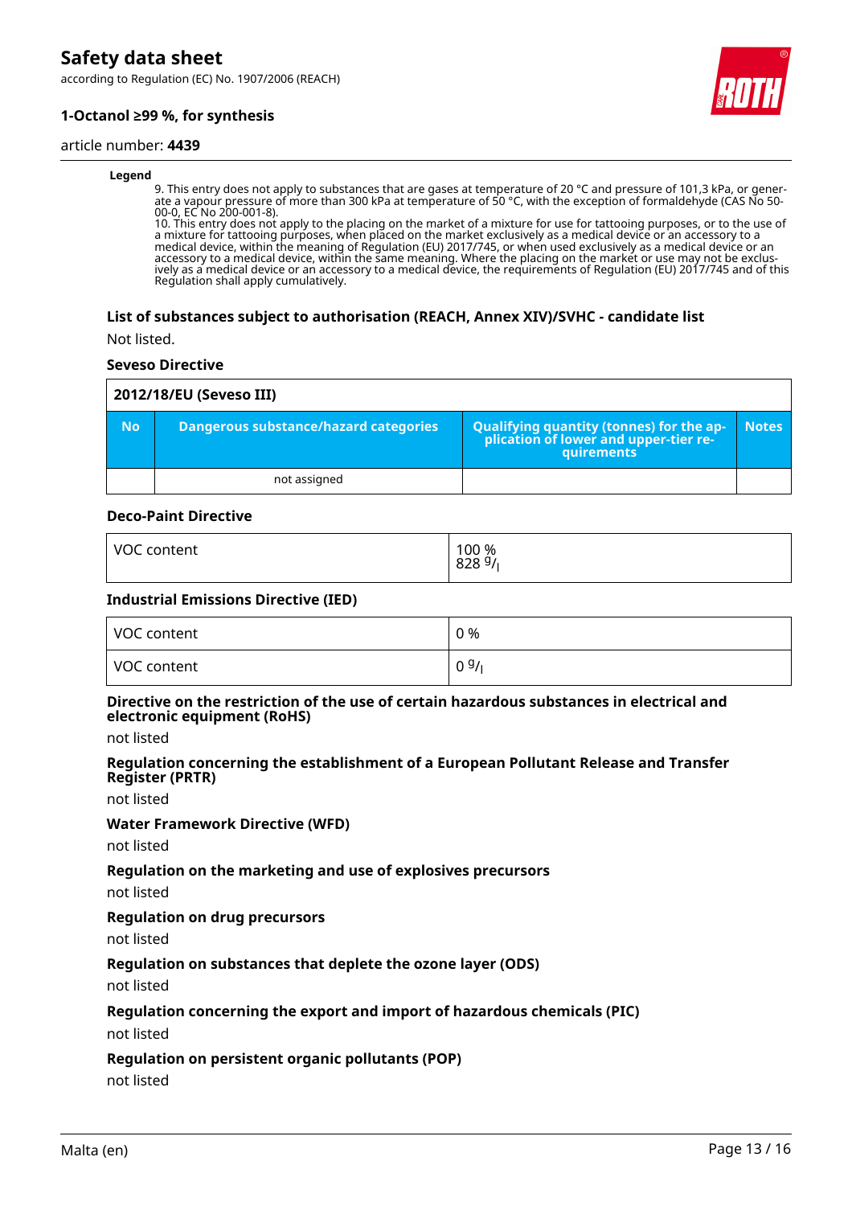**Legend**

9. This entry does not apply to substances that are gases at temperature of 20 °C and pressure of 101,3 kPa, or generate a vapour pressure of more than 300 kPa at temperature of 50 °C, with the exception of formaldehyde (CAS No 50-00-0, EC No 200-001-8).
10. This entry does not apply to the placing on the market of a mixture for use for tattooing purposes, or to the use of a mixture for tattooing purposes, when placed on the market exclusively as a medical device or an accessory to a medical device, within the meaning of Regulation (EU) 2017/745, or when used exclusively as a medical device or an accessory to a medical device, within the same meaning. Where the placing on the market or use may not be exclusively as a medical device or an accessory to a medical device, the requirements of Regulation (EU) 2017/745 and of this Regulation shall apply cumulatively.

### List of substances subject to authorisation (REACH, Annex XIV)/SVHC - candidate list

Not listed.

#### Seveso Directive

| 2012/18/EU (Seveso III) | | | |
|---|---|---|---|
| **No** | **Dangerous substance/hazard categories** | **Qualifying quantity (tonnes) for the application of lower and upper-tier requirements** | **Notes** |
| | not assigned | | |

#### Deco-Paint Directive

| | |
|---|---|
| VOC content | 100 %<br>828 g/l |

#### Industrial Emissions Directive (IED)

| | |
|---|---|
| VOC content | 0 % |
| VOC content | 0 g/l |

#### Directive on the restriction of the use of certain hazardous substances in electrical and electronic equipment (RoHS)

not listed

#### Regulation concerning the establishment of a European Pollutant Release and Transfer Register (PRTR)

not listed

#### Water Framework Directive (WFD)

not listed

#### Regulation on the marketing and use of explosives precursors

not listed

#### Regulation on drug precursors

not listed

#### Regulation on substances that deplete the ozone layer (ODS)

not listed

#### Regulation concerning the export and import of hazardous chemicals (PIC)

not listed

#### Regulation on persistent organic pollutants (POP)

not listed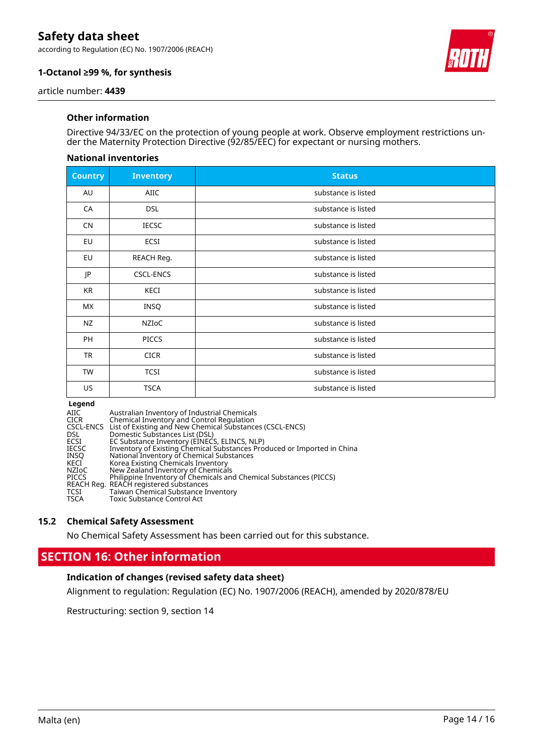### Other information

Directive 94/33/EC on the protection of young people at work. Observe employment restrictions under the Maternity Protection Directive (92/85/EEC) for expectant or nursing mothers.

### National inventories

| Country | Inventory | Status |
|---|---|---|
| AU | AIIC | substance is listed |
| CA | DSL | substance is listed |
| CN | IECSC | substance is listed |
| EU | ECSI | substance is listed |
| EU | REACH Reg. | substance is listed |
| JP | CSCL-ENCS | substance is listed |
| KR | KECI | substance is listed |
| MX | INSQ | substance is listed |
| NZ | NZIoC | substance is listed |
| PH | PICCS | substance is listed |
| TR | CICR | substance is listed |
| TW | TCSI | substance is listed |
| US | TSCA | substance is listed |

**Legend**

| | |
|---|---|
| AIIC | Australian Inventory of Industrial Chemicals |
| CICR | Chemical Inventory and Control Regulation |
| CSCL-ENCS | List of Existing and New Chemical Substances (CSCL-ENCS) |
| DSL | Domestic Substances List (DSL) |
| ECSI | EC Substance Inventory (EINECS, ELINCS, NLP) |
| IECSC | Inventory of Existing Chemical Substances Produced or Imported in China |
| INSQ | National Inventory of Chemical Substances |
| KECI | Korea Existing Chemicals Inventory |
| NZIoC | New Zealand Inventory of Chemicals |
| PICCS | Philippine Inventory of Chemicals and Chemical Substances (PICCS) |
| REACH Reg. | REACH registered substances |
| TCSI | Taiwan Chemical Substance Inventory |
| TSCA | Toxic Substance Control Act |

## 15.2 Chemical Safety Assessment

No Chemical Safety Assessment has been carried out for this substance.

# SECTION 16: Other information

### Indication of changes (revised safety data sheet)

Alignment to regulation: Regulation (EC) No. 1907/2006 (REACH), amended by 2020/878/EU

Restructuring: section 9, section 14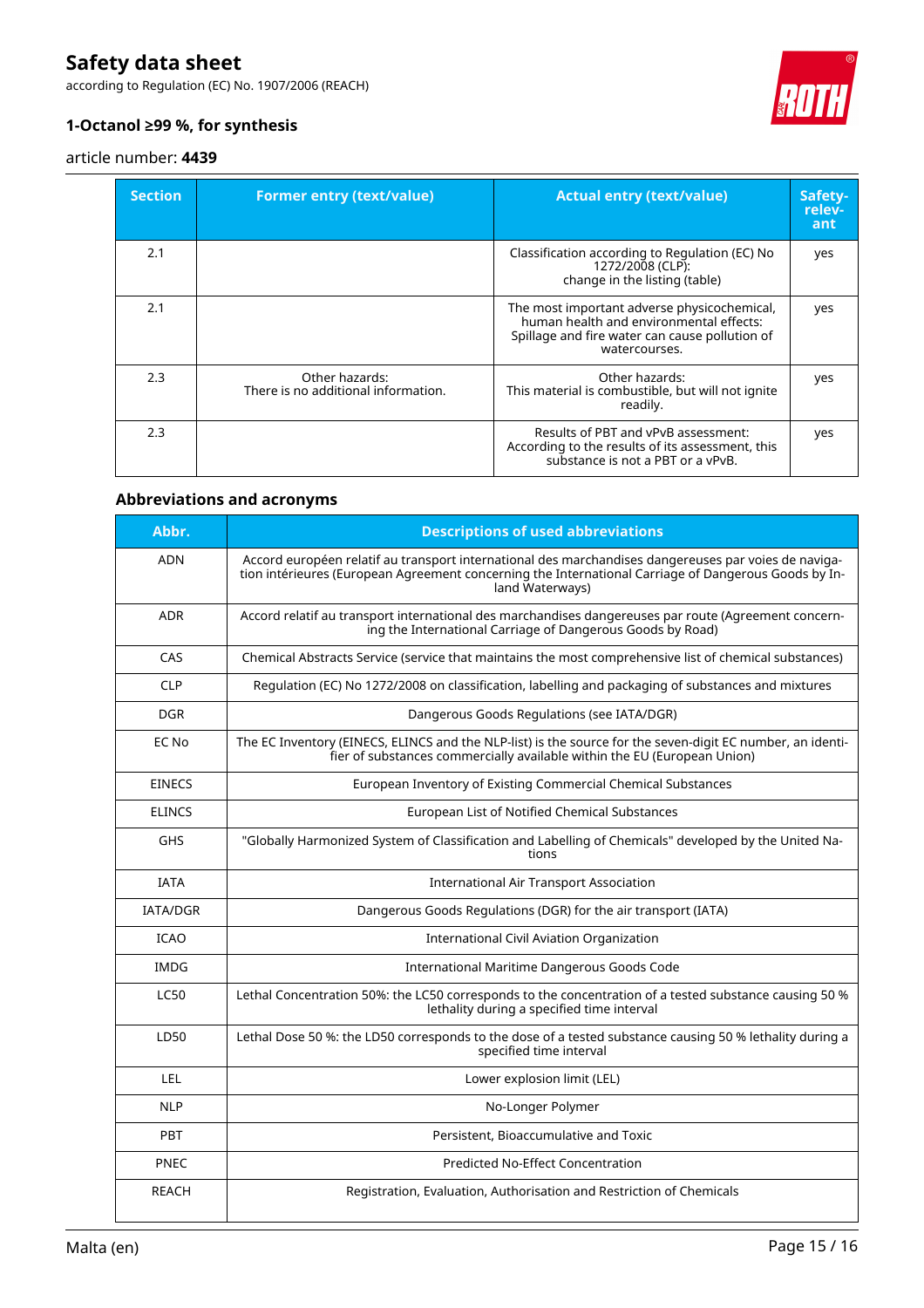| Section | Former entry (text/value) | Actual entry (text/value) | Safety-relevant |
|---|---|---|---|
| 2.1 | | Classification according to Regulation (EC) No 1272/2008 (CLP):<br>change in the listing (table) | yes |
| 2.1 | | The most important adverse physicochemical, human health and environmental effects:<br>Spillage and fire water can cause pollution of watercourses. | yes |
| 2.3 | Other hazards:<br>There is no additional information. | Other hazards:<br>This material is combustible, but will not ignite readily. | yes |
| 2.3 | | Results of PBT and vPvB assessment:<br>According to the results of its assessment, this substance is not a PBT or a vPvB. | yes |

### Abbreviations and acronyms

| Abbr. | Descriptions of used abbreviations |
|---|---|
| ADN | Accord européen relatif au transport international des marchandises dangereuses par voies de navigation intérieures (European Agreement concerning the International Carriage of Dangerous Goods by Inland Waterways) |
| ADR | Accord relatif au transport international des marchandises dangereuses par route (Agreement concerning the International Carriage of Dangerous Goods by Road) |
| CAS | Chemical Abstracts Service (service that maintains the most comprehensive list of chemical substances) |
| CLP | Regulation (EC) No 1272/2008 on classification, labelling and packaging of substances and mixtures |
| DGR | Dangerous Goods Regulations (see IATA/DGR) |
| EC No | The EC Inventory (EINECS, ELINCS and the NLP-list) is the source for the seven-digit EC number, an identifier of substances commercially available within the EU (European Union) |
| EINECS | European Inventory of Existing Commercial Chemical Substances |
| ELINCS | European List of Notified Chemical Substances |
| GHS | "Globally Harmonized System of Classification and Labelling of Chemicals" developed by the United Nations |
| IATA | International Air Transport Association |
| IATA/DGR | Dangerous Goods Regulations (DGR) for the air transport (IATA) |
| ICAO | International Civil Aviation Organization |
| IMDG | International Maritime Dangerous Goods Code |
| LC50 | Lethal Concentration 50%: the LC50 corresponds to the concentration of a tested substance causing 50 % lethality during a specified time interval |
| LD50 | Lethal Dose 50 %: the LD50 corresponds to the dose of a tested substance causing 50 % lethality during a specified time interval |
| LEL | Lower explosion limit (LEL) |
| NLP | No-Longer Polymer |
| PBT | Persistent, Bioaccumulative and Toxic |
| PNEC | Predicted No-Effect Concentration |
| REACH | Registration, Evaluation, Authorisation and Restriction of Chemicals |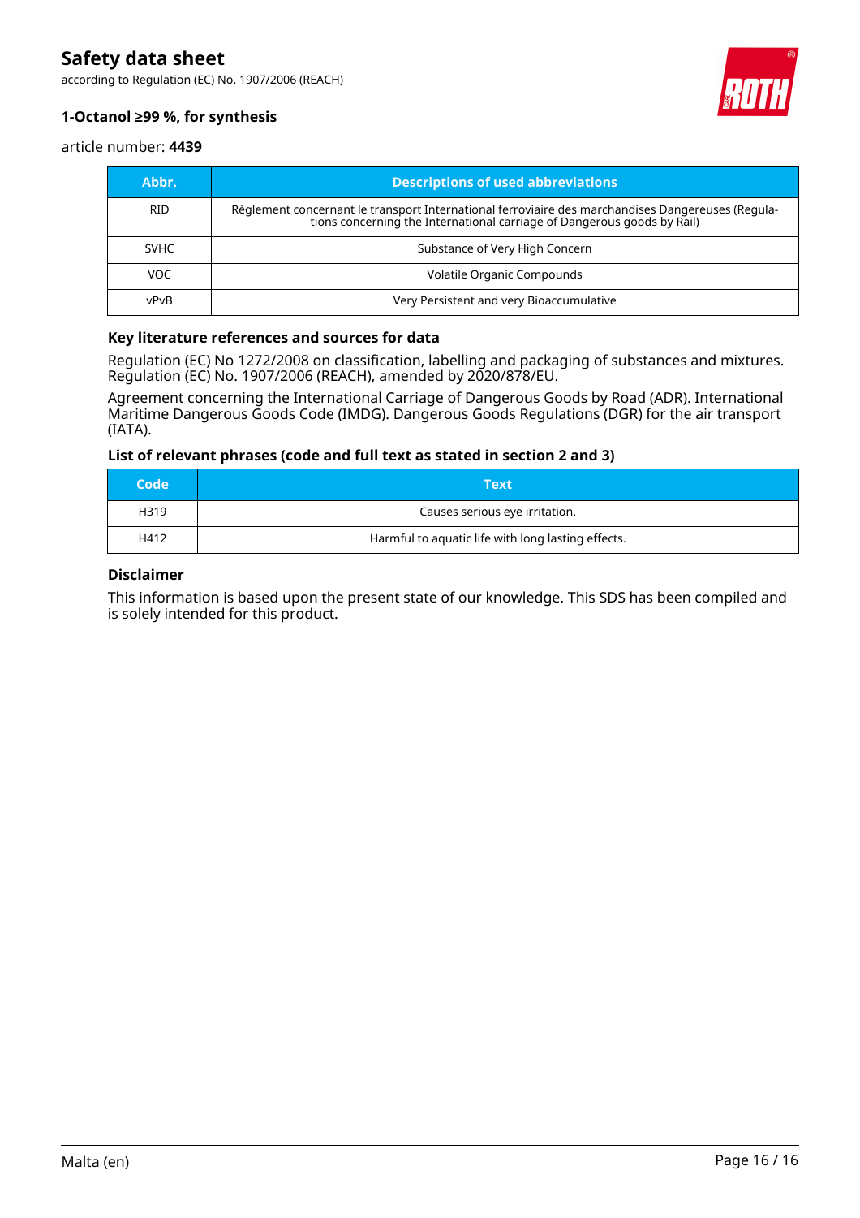| Abbr. | Descriptions of used abbreviations |
|---|---|
| RID | Règlement concernant le transport International ferroviaire des marchandises Dangereuses (Regulations concerning the International carriage of Dangerous goods by Rail) |
| SVHC | Substance of Very High Concern |
| VOC | Volatile Organic Compounds |
| vPvB | Very Persistent and very Bioaccumulative |

### Key literature references and sources for data

Regulation (EC) No 1272/2008 on classification, labelling and packaging of substances and mixtures. Regulation (EC) No. 1907/2006 (REACH), amended by 2020/878/EU.

Agreement concerning the International Carriage of Dangerous Goods by Road (ADR). International Maritime Dangerous Goods Code (IMDG). Dangerous Goods Regulations (DGR) for the air transport (IATA).

### List of relevant phrases (code and full text as stated in section 2 and 3)

| Code | Text |
|---|---|
| H319 | Causes serious eye irritation. |
| H412 | Harmful to aquatic life with long lasting effects. |

### Disclaimer

This information is based upon the present state of our knowledge. This SDS has been compiled and is solely intended for this product.